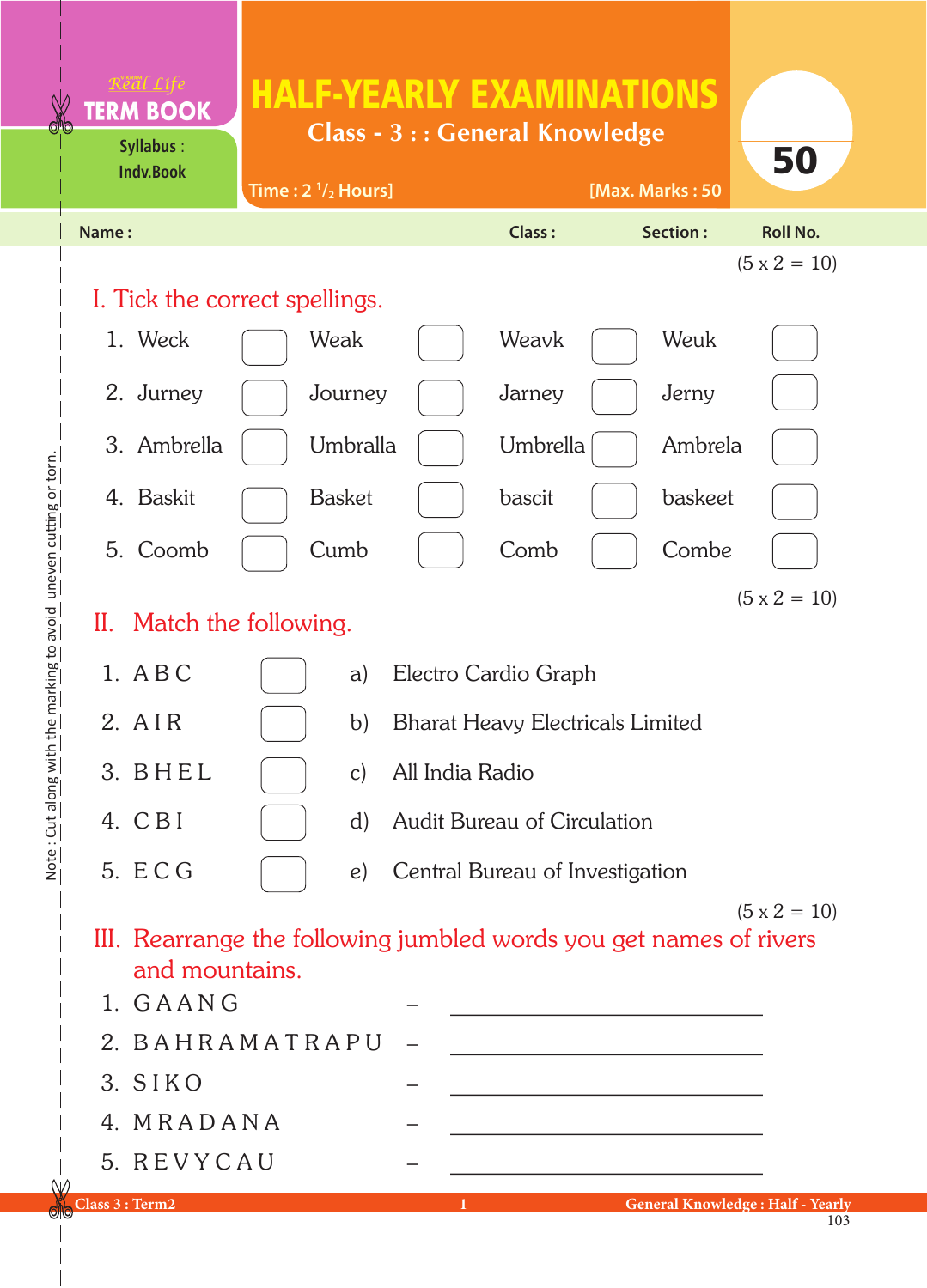# HALF-YEARLY EXAMINATIONS

## Class - 3 : : General Knowledge

Real Life TERM BOOK

Syllabus : Indv.Book

Time : 2 1/2 Hours] [Max. Marks : 50

50

Name : Class : Section : Roll No.

(5 x 2 = 10)

## I. Tick the correct spellings.

| | | | | | | | |
|---|---|---|---|---|---|---|---|
| 1. Weck | ☐ | Weak | ☐ | Weavk | ☐ | Weuk | ☐ |
| 2. Jurney | ☐ | Journey | ☐ | Jarney | ☐ | Jerny | ☐ |
| 3. Ambrella | ☐ | Umbralla | ☐ | Umbrella | ☐ | Ambrela | ☐ |
| 4. Baskit | ☐ | Basket | ☐ | bascit | ☐ | baskeet | ☐ |
| 5. Coomb | ☐ | Cumb | ☐ | Comb | ☐ | Combe | ☐ |

(5 x 2 = 10)

## II. Match the following.

| | | | |
|---|---|---|---|
| 1. A B C | ☐ | a) | Electro Cardio Graph |
| 2. A I R | ☐ | b) | Bharat Heavy Electricals Limited |
| 3. B H E L | ☐ | c) | All India Radio |
| 4. C B I | ☐ | d) | Audit Bureau of Circulation |
| 5. E C G | ☐ | e) | Central Bureau of Investigation |

(5 x 2 = 10)

## III. Rearrange the following jumbled words you get names of rivers and mountains.

1. G A A N G – ____________________
2. B A H R A M A T R A P U – ____________________
3. S I K O – ____________________
4. M R A D A N A – ____________________
5. R E V Y C A U – ____________________

Note : Cut along with the marking to avoid uneven cutting or torn.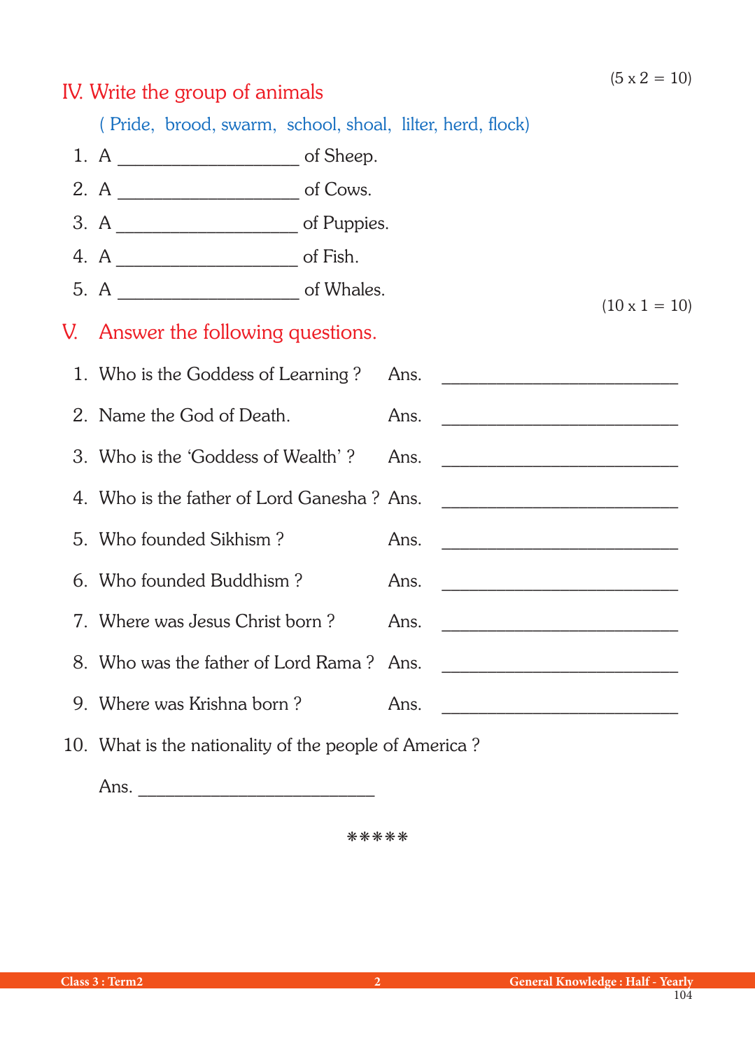## IV. Write the group of animals

(5 x 2 = 10)

( Pride, brood, swarm, school, shoal, lilter, herd, flock)

1. A ____________________ of Sheep.
2. A ____________________ of Cows.
3. A ____________________ of Puppies.
4. A ____________________ of Fish.
5. A ____________________ of Whales.

(10 x 1 = 10)

## V. Answer the following questions.

1. Who is the Goddess of Learning ? Ans. ____________________
2. Name the God of Death. Ans. ____________________
3. Who is the 'Goddess of Wealth' ? Ans. ____________________
4. Who is the father of Lord Ganesha ? Ans. ____________________
5. Who founded Sikhism ? Ans. ____________________
6. Who founded Buddhism ? Ans. ____________________
7. Where was Jesus Christ born ? Ans. ____________________
8. Who was the father of Lord Rama ? Ans. ____________________
9. Where was Krishna born ? Ans. ____________________
10. What is the nationality of the people of America ?

    Ans. ____________________

*****